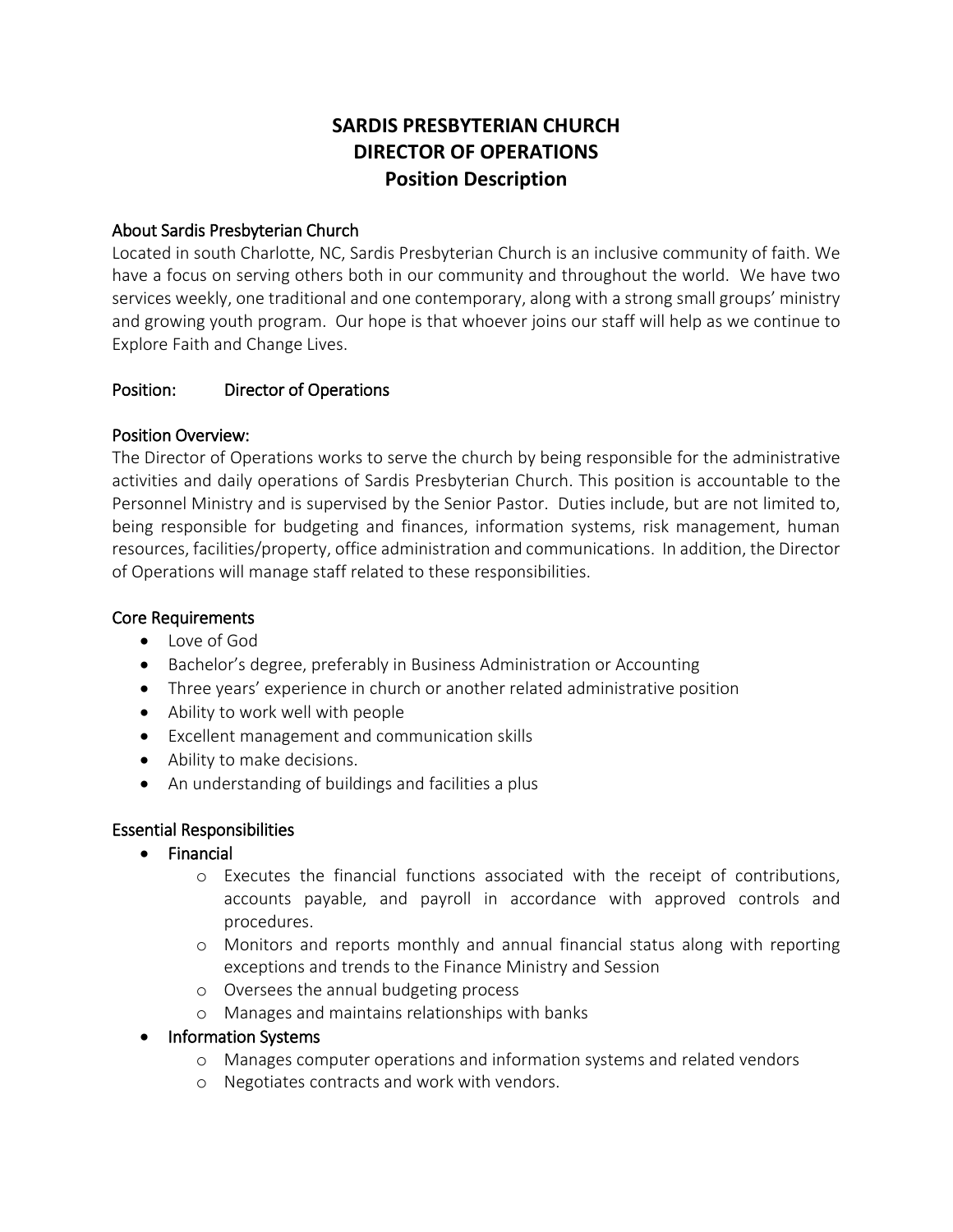# SARDIS PRESBYTERIAN CHURCH
# DIRECTOR OF OPERATIONS
## Position Description

### About Sardis Presbyterian Church

Located in south Charlotte, NC, Sardis Presbyterian Church is an inclusive community of faith. We have a focus on serving others both in our community and throughout the world. We have two services weekly, one traditional and one contemporary, along with a strong small groups' ministry and growing youth program. Our hope is that whoever joins our staff will help as we continue to Explore Faith and Change Lives.

### Position: Director of Operations

### Position Overview:

The Director of Operations works to serve the church by being responsible for the administrative activities and daily operations of Sardis Presbyterian Church. This position is accountable to the Personnel Ministry and is supervised by the Senior Pastor. Duties include, but are not limited to, being responsible for budgeting and finances, information systems, risk management, human resources, facilities/property, office administration and communications. In addition, the Director of Operations will manage staff related to these responsibilities.

### Core Requirements

- Love of God
- Bachelor's degree, preferably in Business Administration or Accounting
- Three years' experience in church or another related administrative position
- Ability to work well with people
- Excellent management and communication skills
- Ability to make decisions.
- An understanding of buildings and facilities a plus

### Essential Responsibilities

- Financial
  - Executes the financial functions associated with the receipt of contributions, accounts payable, and payroll in accordance with approved controls and procedures.
  - Monitors and reports monthly and annual financial status along with reporting exceptions and trends to the Finance Ministry and Session
  - Oversees the annual budgeting process
  - Manages and maintains relationships with banks
- Information Systems
  - Manages computer operations and information systems and related vendors
  - Negotiates contracts and work with vendors.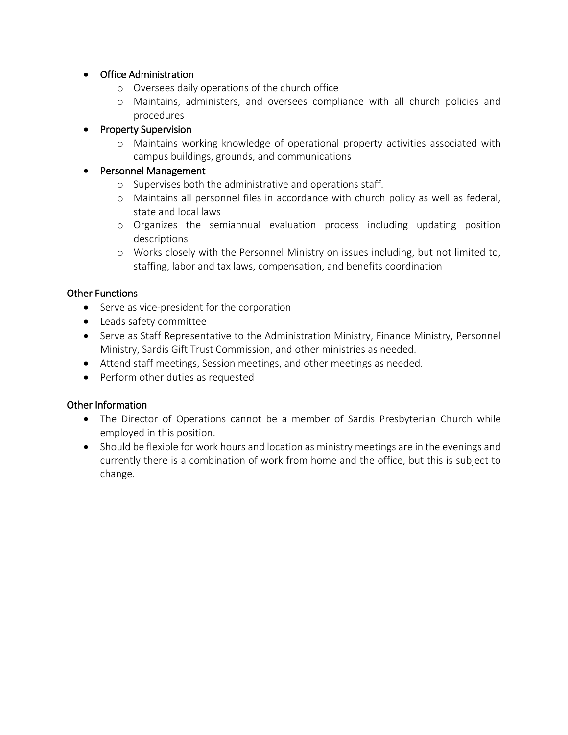- Office Administration
  - Oversees daily operations of the church office
  - Maintains, administers, and oversees compliance with all church policies and procedures
- Property Supervision
  - Maintains working knowledge of operational property activities associated with campus buildings, grounds, and communications
- Personnel Management
  - Supervises both the administrative and operations staff.
  - Maintains all personnel files in accordance with church policy as well as federal, state and local laws
  - Organizes the semiannual evaluation process including updating position descriptions
  - Works closely with the Personnel Ministry on issues including, but not limited to, staffing, labor and tax laws, compensation, and benefits coordination

## Other Functions

- Serve as vice-president for the corporation
- Leads safety committee
- Serve as Staff Representative to the Administration Ministry, Finance Ministry, Personnel Ministry, Sardis Gift Trust Commission, and other ministries as needed.
- Attend staff meetings, Session meetings, and other meetings as needed.
- Perform other duties as requested

## Other Information

- The Director of Operations cannot be a member of Sardis Presbyterian Church while employed in this position.
- Should be flexible for work hours and location as ministry meetings are in the evenings and currently there is a combination of work from home and the office, but this is subject to change.